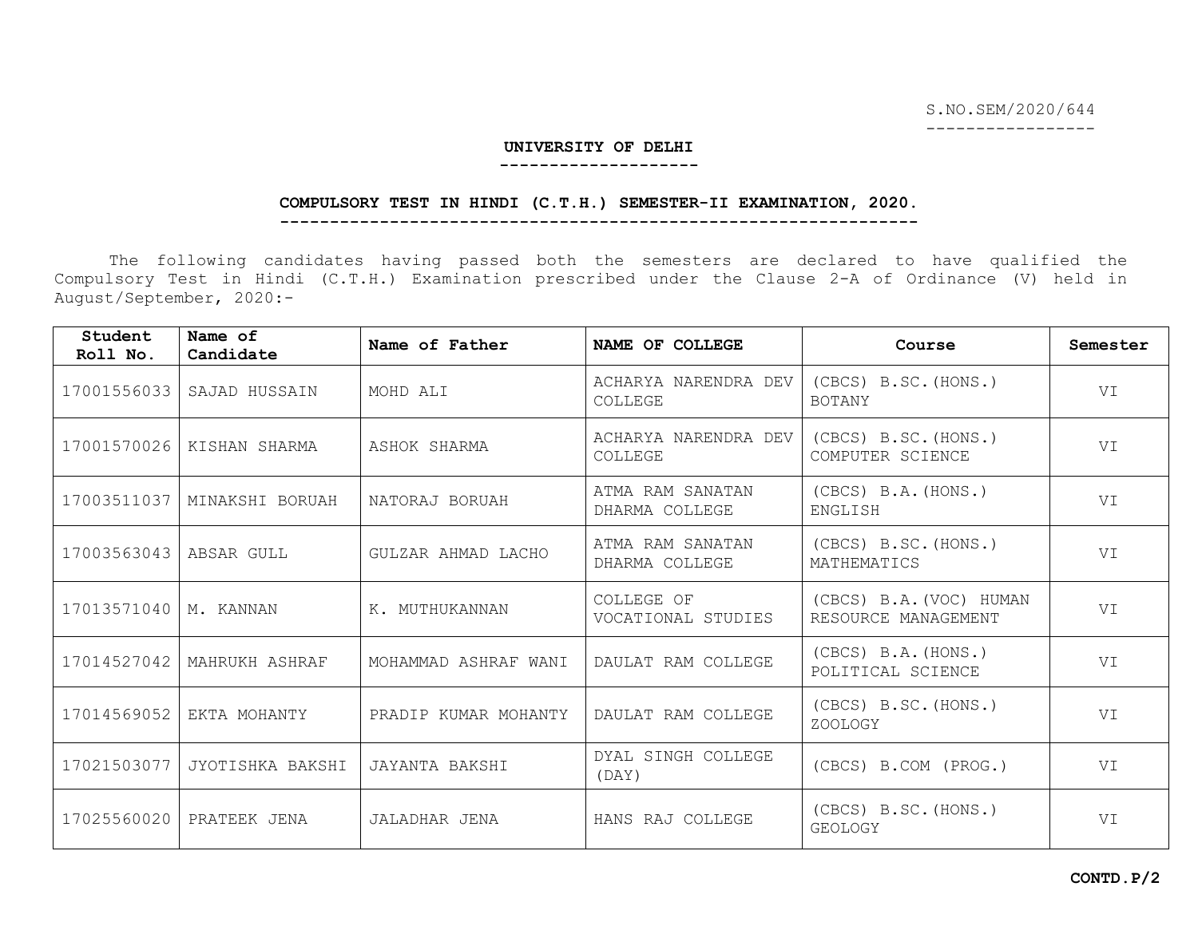S.NO.SEM/2020/644

# UNIVERSITY OF DELHI

## COMPULSORY TEST IN HINDI (C.T.H.) SEMESTER-II EXAMINATION, 2020.

The following candidates having passed both the semesters are declared to have qualified the Compulsory Test in Hindi (C.T.H.) Examination prescribed under the Clause 2-A of Ordinance (V) held in August/September, 2020:-

| Student Roll No. | Name of Candidate | Name of Father | NAME OF COLLEGE | Course | Semester |
|---|---|---|---|---|---|
| 17001556033 | SAJAD HUSSAIN | MOHD ALI | ACHARYA NARENDRA DEV COLLEGE | (CBCS) B.SC.(HONS.) BOTANY | VI |
| 17001570026 | KISHAN SHARMA | ASHOK SHARMA | ACHARYA NARENDRA DEV COLLEGE | (CBCS) B.SC.(HONS.) COMPUTER SCIENCE | VI |
| 17003511037 | MINAKSHI BORUAH | NATORAJ BORUAH | ATMA RAM SANATAN DHARMA COLLEGE | (CBCS) B.A.(HONS.) ENGLISH | VI |
| 17003563043 | ABSAR GULL | GULZAR AHMAD LACHO | ATMA RAM SANATAN DHARMA COLLEGE | (CBCS) B.SC.(HONS.) MATHEMATICS | VI |
| 17013571040 | M. KANNAN | K. MUTHUKANNAN | COLLEGE OF VOCATIONAL STUDIES | (CBCS) B.A.(VOC) HUMAN RESOURCE MANAGEMENT | VI |
| 17014527042 | MAHRUKH ASHRAF | MOHAMMAD ASHRAF WANI | DAULAT RAM COLLEGE | (CBCS) B.A.(HONS.) POLITICAL SCIENCE | VI |
| 17014569052 | EKTA MOHANTY | PRADIP KUMAR MOHANTY | DAULAT RAM COLLEGE | (CBCS) B.SC.(HONS.) ZOOLOGY | VI |
| 17021503077 | JYOTISHKA BAKSHI | JAYANTA BAKSHI | DYAL SINGH COLLEGE (DAY) | (CBCS) B.COM (PROG.) | VI |
| 17025560020 | PRATEEK JENA | JALADHAR JENA | HANS RAJ COLLEGE | (CBCS) B.SC.(HONS.) GEOLOGY | VI |

**CONTD.P/2**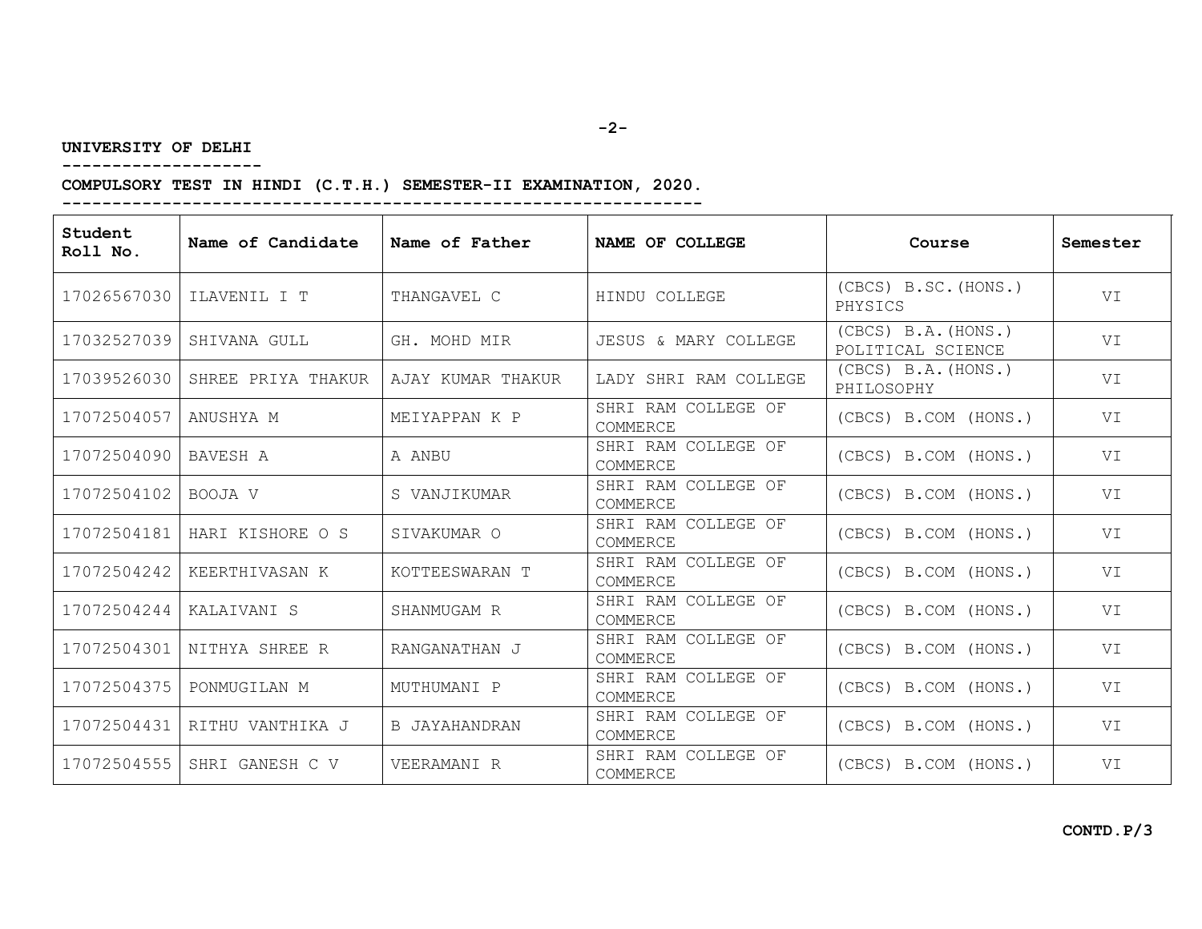**UNIVERSITY OF DELHI**

**COMPULSORY TEST IN HINDI (C.T.H.) SEMESTER-II EXAMINATION, 2020.**

| Student Roll No. | Name of Candidate | Name of Father | NAME OF COLLEGE | Course | Semester |
|---|---|---|---|---|---|
| 17026567030 | ILAVENIL I T | THANGAVEL C | HINDU COLLEGE | (CBCS) B.SC.(HONS.) PHYSICS | VI |
| 17032527039 | SHIVANA GULL | GH. MOHD MIR | JESUS & MARY COLLEGE | (CBCS) B.A.(HONS.) POLITICAL SCIENCE | VI |
| 17039526030 | SHREE PRIYA THAKUR | AJAY KUMAR THAKUR | LADY SHRI RAM COLLEGE | (CBCS) B.A.(HONS.) PHILOSOPHY | VI |
| 17072504057 | ANUSHYA M | MEIYAPPAN K P | SHRI RAM COLLEGE OF COMMERCE | (CBCS) B.COM (HONS.) | VI |
| 17072504090 | BAVESH A | A ANBU | SHRI RAM COLLEGE OF COMMERCE | (CBCS) B.COM (HONS.) | VI |
| 17072504102 | BOOJA V | S VANJIKUMAR | SHRI RAM COLLEGE OF COMMERCE | (CBCS) B.COM (HONS.) | VI |
| 17072504181 | HARI KISHORE O S | SIVAKUMAR O | SHRI RAM COLLEGE OF COMMERCE | (CBCS) B.COM (HONS.) | VI |
| 17072504242 | KEERTHIVASAN K | KOTTEESWARAN T | SHRI RAM COLLEGE OF COMMERCE | (CBCS) B.COM (HONS.) | VI |
| 17072504244 | KALAIVANI S | SHANMUGAM R | SHRI RAM COLLEGE OF COMMERCE | (CBCS) B.COM (HONS.) | VI |
| 17072504301 | NITHYA SHREE R | RANGANATHAN J | SHRI RAM COLLEGE OF COMMERCE | (CBCS) B.COM (HONS.) | VI |
| 17072504375 | PONMUGILAN M | MUTHUMANI P | SHRI RAM COLLEGE OF COMMERCE | (CBCS) B.COM (HONS.) | VI |
| 17072504431 | RITHU VANTHIKA J | B JAYAHANDRAN | SHRI RAM COLLEGE OF COMMERCE | (CBCS) B.COM (HONS.) | VI |
| 17072504555 | SHRI GANESH C V | VEERAMANI R | SHRI RAM COLLEGE OF COMMERCE | (CBCS) B.COM (HONS.) | VI |

**CONTD.P/3**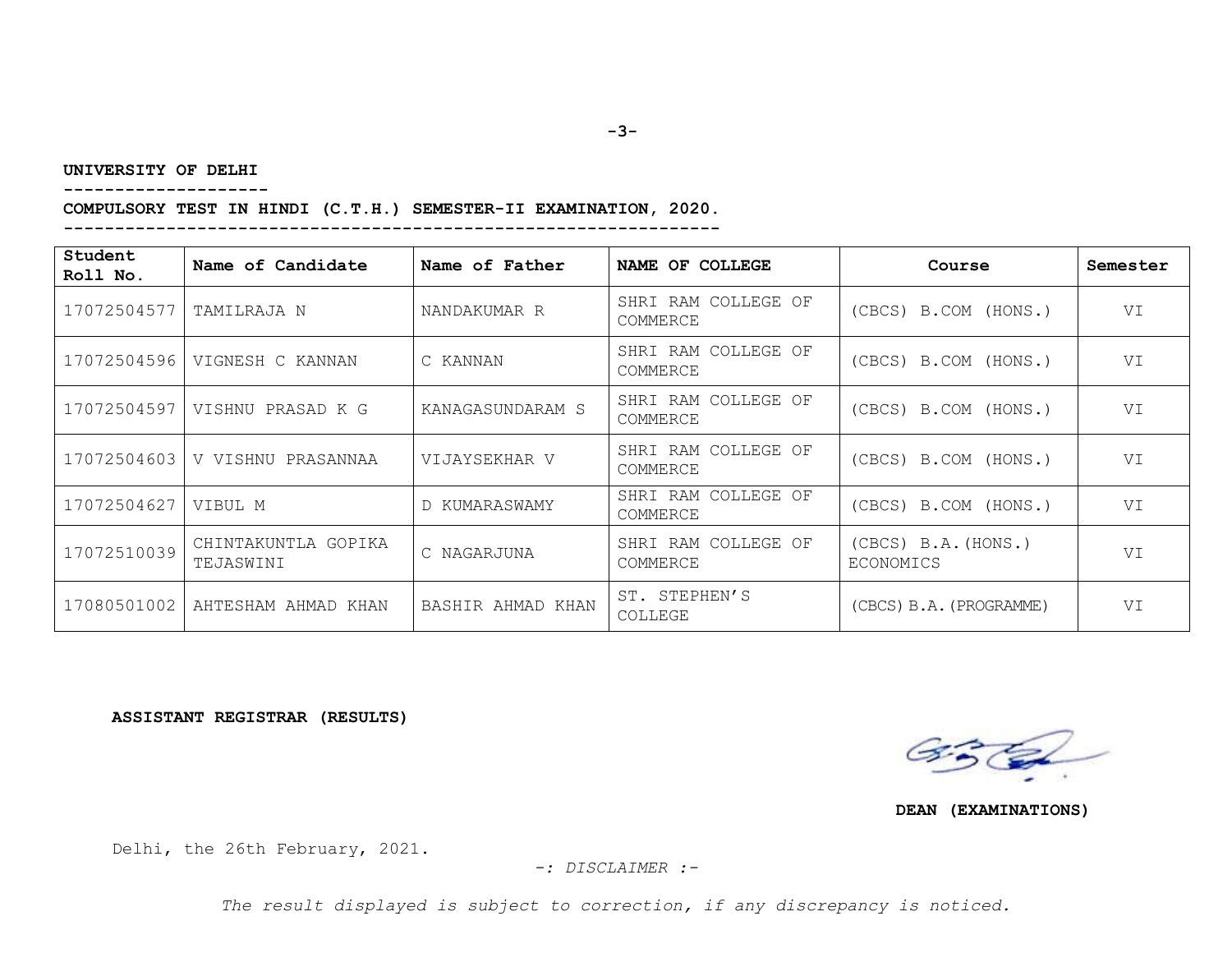**UNIVERSITY OF DELHI**

**COMPULSORY TEST IN HINDI (C.T.H.) SEMESTER-II EXAMINATION, 2020.**

| Student Roll No. | Name of Candidate | Name of Father | NAME OF COLLEGE | Course | Semester |
|---|---|---|---|---|---|
| 17072504577 | TAMILRAJA N | NANDAKUMAR R | SHRI RAM COLLEGE OF COMMERCE | (CBCS) B.COM (HONS.) | VI |
| 17072504596 | VIGNESH C KANNAN | C KANNAN | SHRI RAM COLLEGE OF COMMERCE | (CBCS) B.COM (HONS.) | VI |
| 17072504597 | VISHNU PRASAD K G | KANAGASUNDARAM S | SHRI RAM COLLEGE OF COMMERCE | (CBCS) B.COM (HONS.) | VI |
| 17072504603 | V VISHNU PRASANNAA | VIJAYSEKHAR V | SHRI RAM COLLEGE OF COMMERCE | (CBCS) B.COM (HONS.) | VI |
| 17072504627 | VIBUL M | D KUMARASWAMY | SHRI RAM COLLEGE OF COMMERCE | (CBCS) B.COM (HONS.) | VI |
| 17072510039 | CHINTAKUNTLA GOPIKA TEJASWINI | C NAGARJUNA | SHRI RAM COLLEGE OF COMMERCE | (CBCS) B.A.(HONS.) ECONOMICS | VI |
| 17080501002 | AHTESHAM AHMAD KHAN | BASHIR AHMAD KHAN | ST. STEPHEN'S COLLEGE | (CBCS)B.A.(PROGRAMME) | VI |

**ASSISTANT REGISTRAR (RESULTS)**

**DEAN (EXAMINATIONS)**

Delhi, the 26th February, 2021.

*-: DISCLAIMER :-*

*The result displayed is subject to correction, if any discrepancy is noticed.*